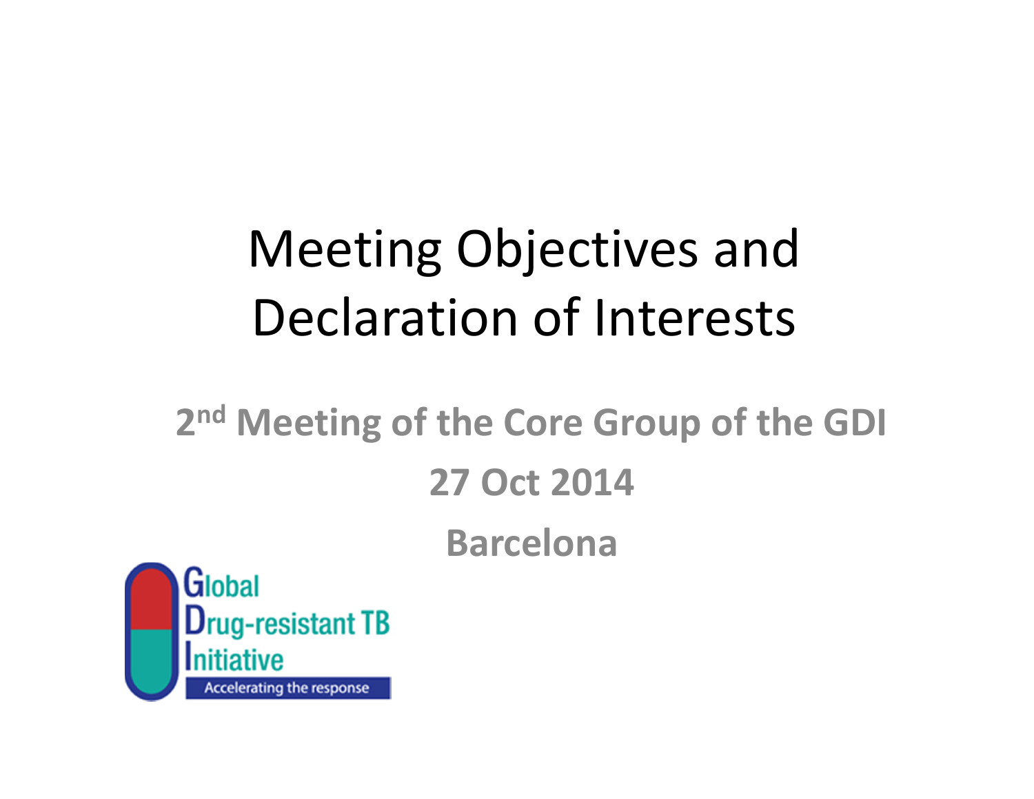# Meeting Objectives and Declaration of Interests

**2nd Meeting of the Core Group of the GDI**

**27 Oct 2014**

**Barcelona**

Global Drug-resistant TB Initiative

Accelerating the response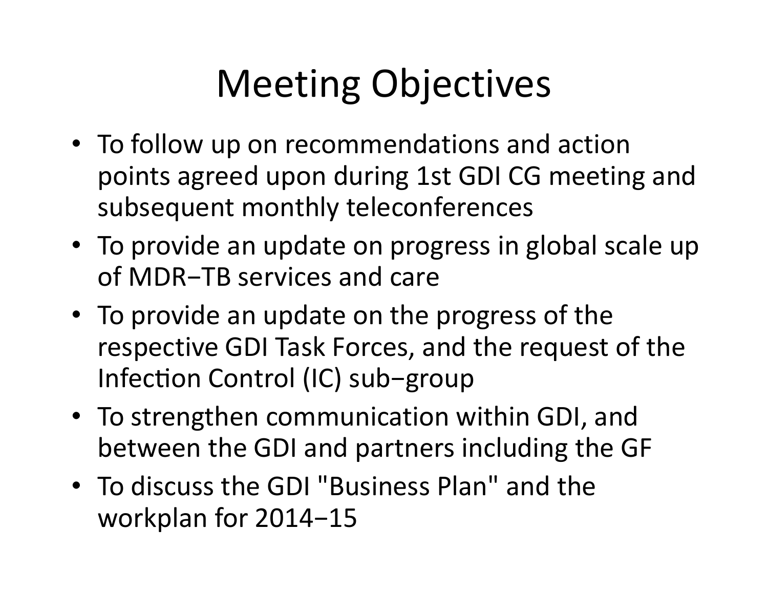# Meeting Objectives

- To follow up on recommendations and action points agreed upon during 1st GDI CG meeting and subsequent monthly teleconferences
- To provide an update on progress in global scale up of MDR−TB services and care
- To provide an update on the progress of the respective GDI Task Forces, and the request of the Infection Control (IC) sub−group
- To strengthen communication within GDI, and between the GDI and partners including the GF
- To discuss the GDI "Business Plan" and the workplan for 2014−15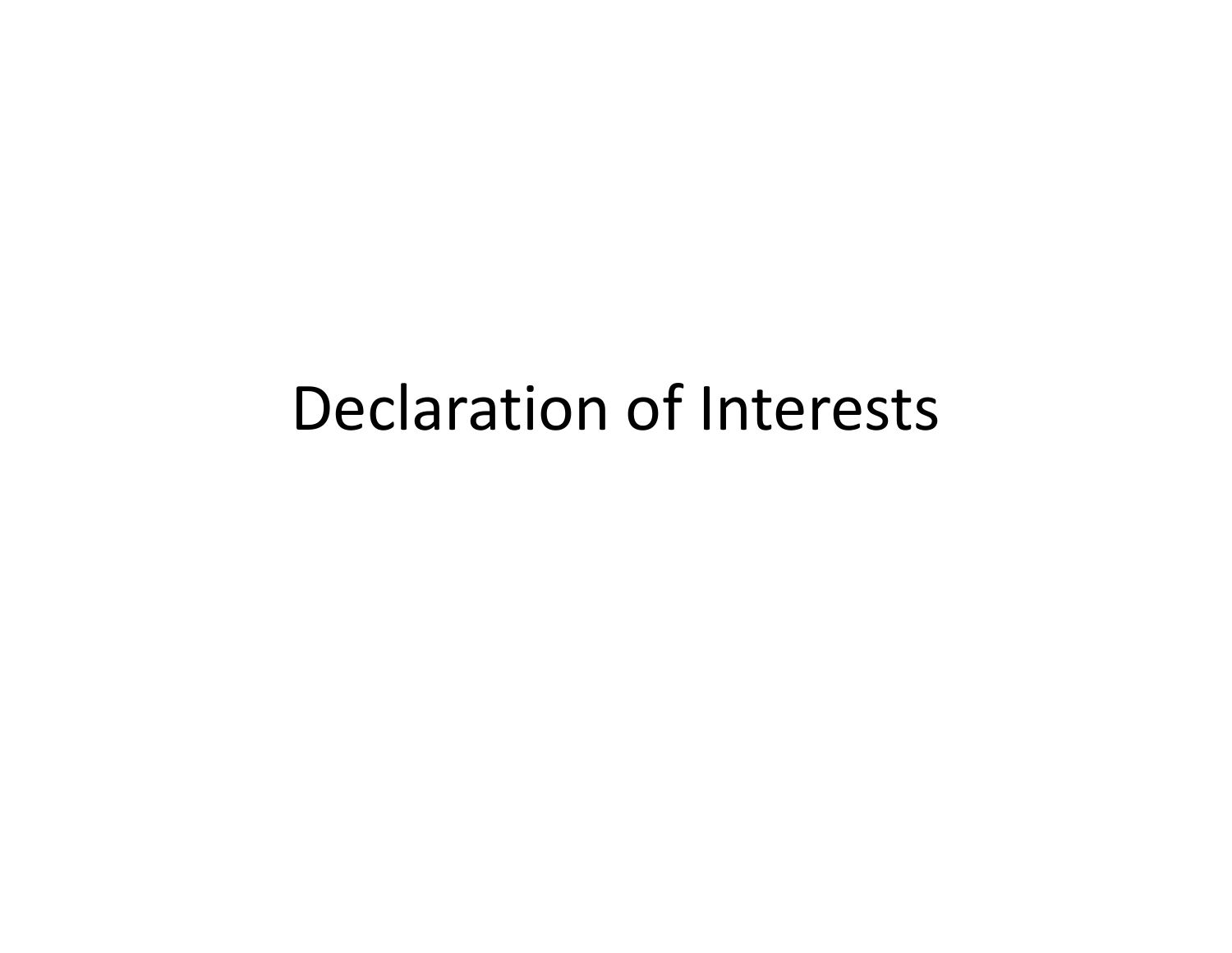# Declaration of Interests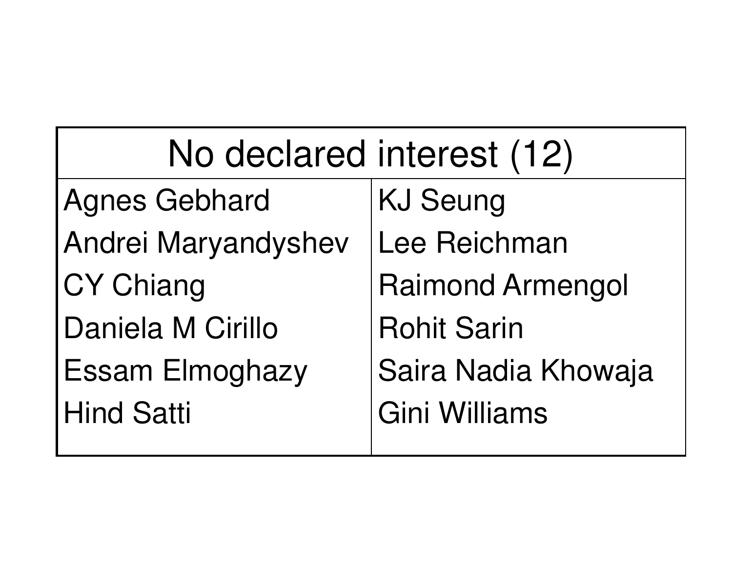| No declared interest (12) | |
| --- | --- |
| Agnes Gebhard | KJ Seung |
| Andrei Maryandyshev | Lee Reichman |
| CY Chiang | Raimond Armengol |
| Daniela M Cirillo | Rohit Sarin |
| Essam Elmoghazy | Saira Nadia Khowaja |
| Hind Satti | Gini Williams |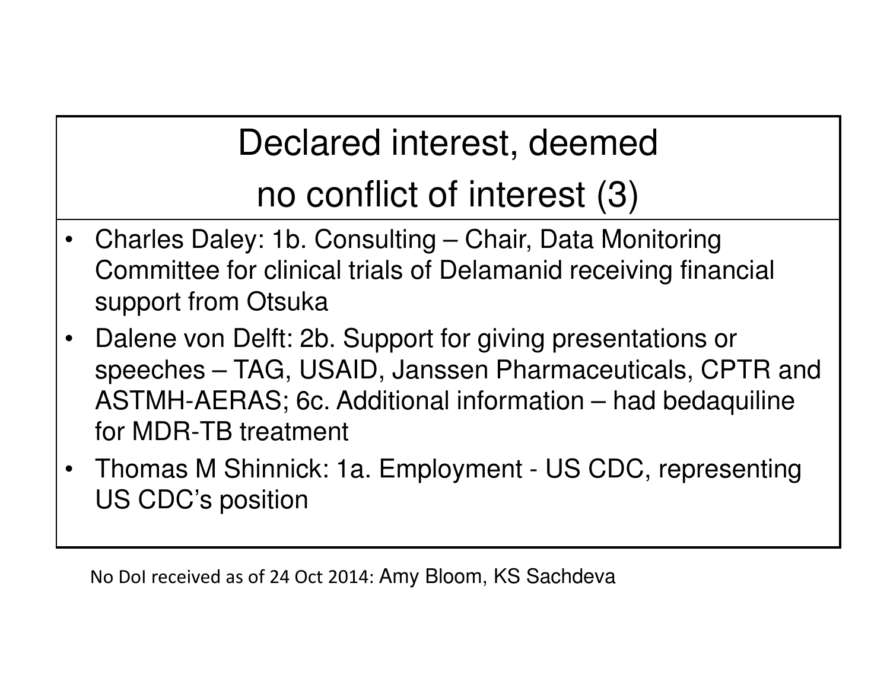# Declared interest, deemed no conflict of interest (3)

- Charles Daley: 1b. Consulting – Chair, Data Monitoring Committee for clinical trials of Delamanid receiving financial support from Otsuka
- Dalene von Delft: 2b. Support for giving presentations or speeches – TAG, USAID, Janssen Pharmaceuticals, CPTR and ASTMH-AERAS; 6c. Additional information – had bedaquiline for MDR-TB treatment
- Thomas M Shinnick: 1a. Employment - US CDC, representing US CDC's position

No DoI received as of 24 Oct 2014: Amy Bloom, KS Sachdeva